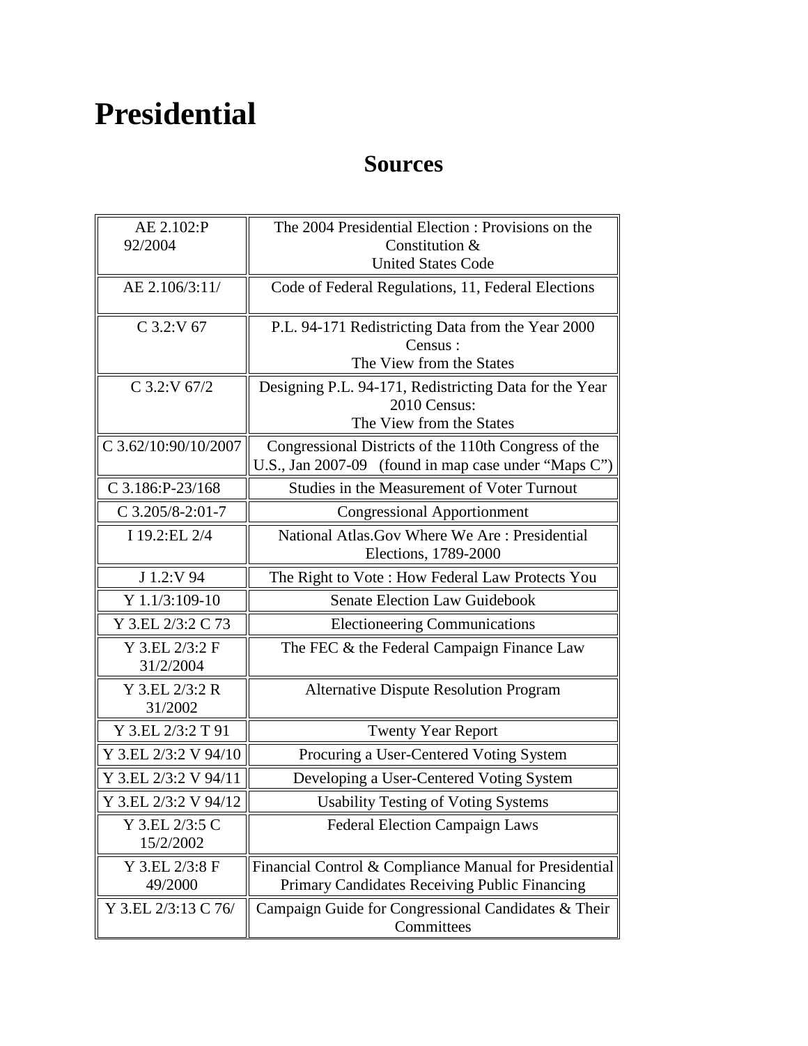# Presidential

## Sources

| | |
|---|---|
| AE 2.102:P 92/2004 | The 2004 Presidential Election : Provisions on the Constitution & United States Code |
| AE 2.106/3:11/ | Code of Federal Regulations, 11, Federal Elections |
| C 3.2:V 67 | P.L. 94-171 Redistricting Data from the Year 2000 Census : The View from the States |
| C 3.2:V 67/2 | Designing P.L. 94-171, Redistricting Data for the Year 2010 Census: The View from the States |
| C 3.62/10:90/10/2007 | Congressional Districts of the 110th Congress of the U.S., Jan 2007-09 (found in map case under "Maps C") |
| C 3.186:P-23/168 | Studies in the Measurement of Voter Turnout |
| C 3.205/8-2:01-7 | Congressional Apportionment |
| I 19.2:EL 2/4 | National Atlas.Gov Where We Are : Presidential Elections, 1789-2000 |
| J 1.2:V 94 | The Right to Vote : How Federal Law Protects You |
| Y 1.1/3:109-10 | Senate Election Law Guidebook |
| Y 3.EL 2/3:2 C 73 | Electioneering Communications |
| Y 3.EL 2/3:2 F 31/2/2004 | The FEC & the Federal Campaign Finance Law |
| Y 3.EL 2/3:2 R 31/2002 | Alternative Dispute Resolution Program |
| Y 3.EL 2/3:2 T 91 | Twenty Year Report |
| Y 3.EL 2/3:2 V 94/10 | Procuring a User-Centered Voting System |
| Y 3.EL 2/3:2 V 94/11 | Developing a User-Centered Voting System |
| Y 3.EL 2/3:2 V 94/12 | Usability Testing of Voting Systems |
| Y 3.EL 2/3:5 C 15/2/2002 | Federal Election Campaign Laws |
| Y 3.EL 2/3:8 F 49/2000 | Financial Control & Compliance Manual for Presidential Primary Candidates Receiving Public Financing |
| Y 3.EL 2/3:13 C 76/ | Campaign Guide for Congressional Candidates & Their Committees |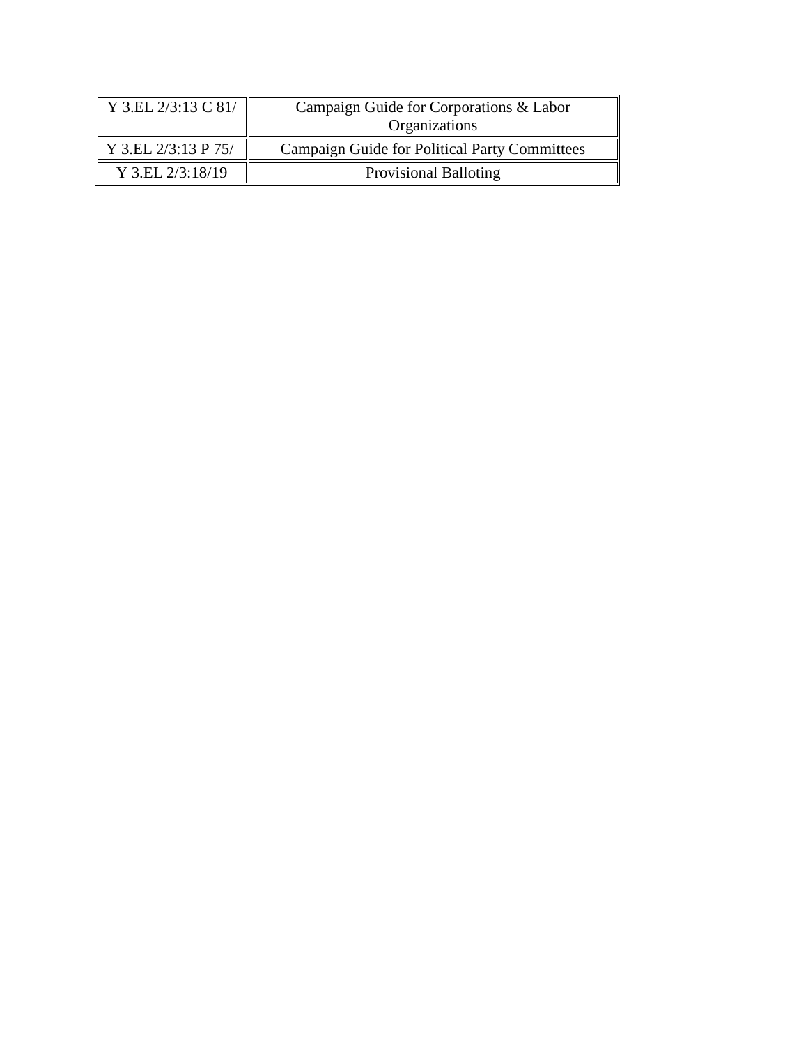| | |
|---|---|
| Y 3.EL 2/3:13 C 81/ | Campaign Guide for Corporations & Labor Organizations |
| Y 3.EL 2/3:13 P 75/ | Campaign Guide for Political Party Committees |
| Y 3.EL 2/3:18/19 | Provisional Balloting |